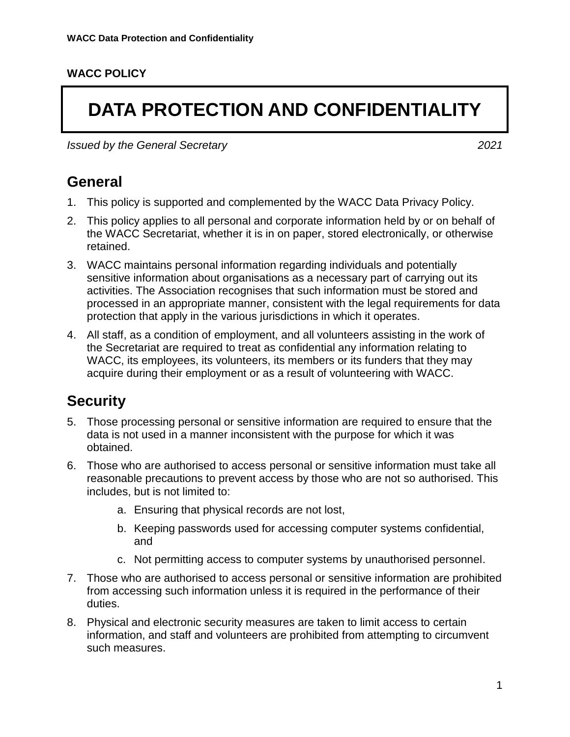**WACC POLICY**

# DATA PROTECTION AND CONFIDENTIALITY

*Issued by the General Secretary* *2021*

## General

1. This policy is supported and complemented by the WACC Data Privacy Policy.
2. This policy applies to all personal and corporate information held by or on behalf of the WACC Secretariat, whether it is in on paper, stored electronically, or otherwise retained.
3. WACC maintains personal information regarding individuals and potentially sensitive information about organisations as a necessary part of carrying out its activities. The Association recognises that such information must be stored and processed in an appropriate manner, consistent with the legal requirements for data protection that apply in the various jurisdictions in which it operates.
4. All staff, as a condition of employment, and all volunteers assisting in the work of the Secretariat are required to treat as confidential any information relating to WACC, its employees, its volunteers, its members or its funders that they may acquire during their employment or as a result of volunteering with WACC.

## Security

5. Those processing personal or sensitive information are required to ensure that the data is not used in a manner inconsistent with the purpose for which it was obtained.
6. Those who are authorised to access personal or sensitive information must take all reasonable precautions to prevent access by those who are not so authorised. This includes, but is not limited to:
   a. Ensuring that physical records are not lost,
   b. Keeping passwords used for accessing computer systems confidential, and
   c. Not permitting access to computer systems by unauthorised personnel.
7. Those who are authorised to access personal or sensitive information are prohibited from accessing such information unless it is required in the performance of their duties.
8. Physical and electronic security measures are taken to limit access to certain information, and staff and volunteers are prohibited from attempting to circumvent such measures.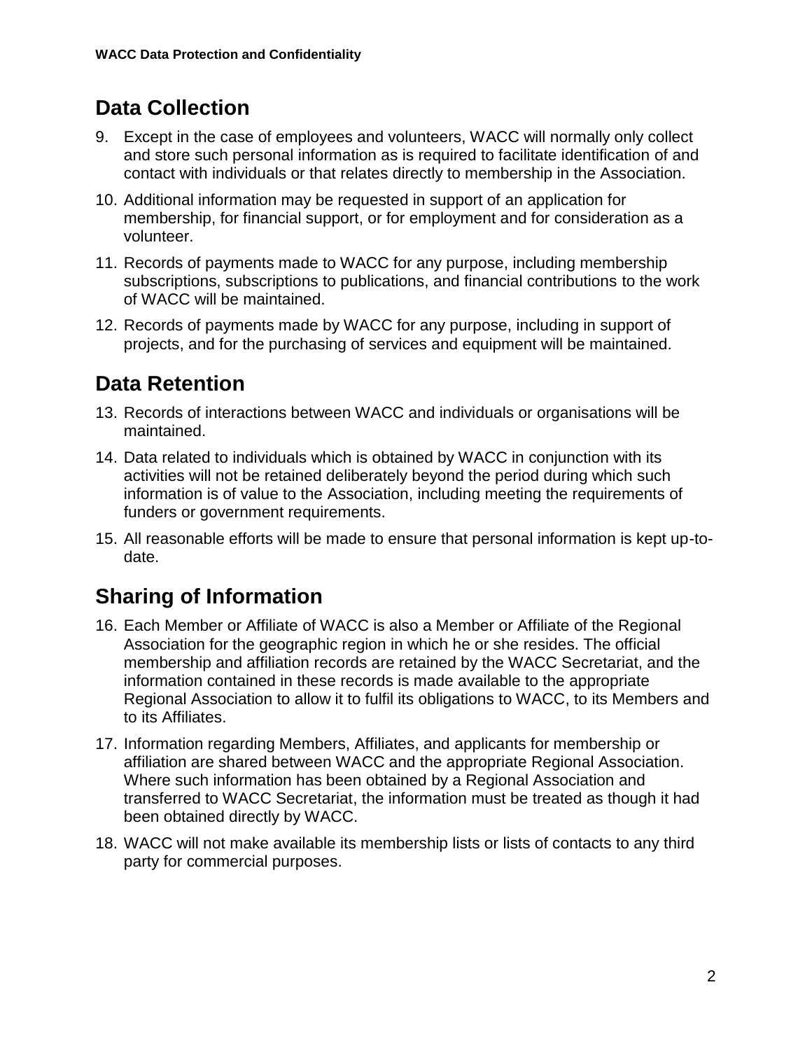## Data Collection

9. Except in the case of employees and volunteers, WACC will normally only collect and store such personal information as is required to facilitate identification of and contact with individuals or that relates directly to membership in the Association.
10. Additional information may be requested in support of an application for membership, for financial support, or for employment and for consideration as a volunteer.
11. Records of payments made to WACC for any purpose, including membership subscriptions, subscriptions to publications, and financial contributions to the work of WACC will be maintained.
12. Records of payments made by WACC for any purpose, including in support of projects, and for the purchasing of services and equipment will be maintained.

## Data Retention

13. Records of interactions between WACC and individuals or organisations will be maintained.
14. Data related to individuals which is obtained by WACC in conjunction with its activities will not be retained deliberately beyond the period during which such information is of value to the Association, including meeting the requirements of funders or government requirements.
15. All reasonable efforts will be made to ensure that personal information is kept up-to-date.

## Sharing of Information

16. Each Member or Affiliate of WACC is also a Member or Affiliate of the Regional Association for the geographic region in which he or she resides. The official membership and affiliation records are retained by the WACC Secretariat, and the information contained in these records is made available to the appropriate Regional Association to allow it to fulfil its obligations to WACC, to its Members and to its Affiliates.
17. Information regarding Members, Affiliates, and applicants for membership or affiliation are shared between WACC and the appropriate Regional Association. Where such information has been obtained by a Regional Association and transferred to WACC Secretariat, the information must be treated as though it had been obtained directly by WACC.
18. WACC will not make available its membership lists or lists of contacts to any third party for commercial purposes.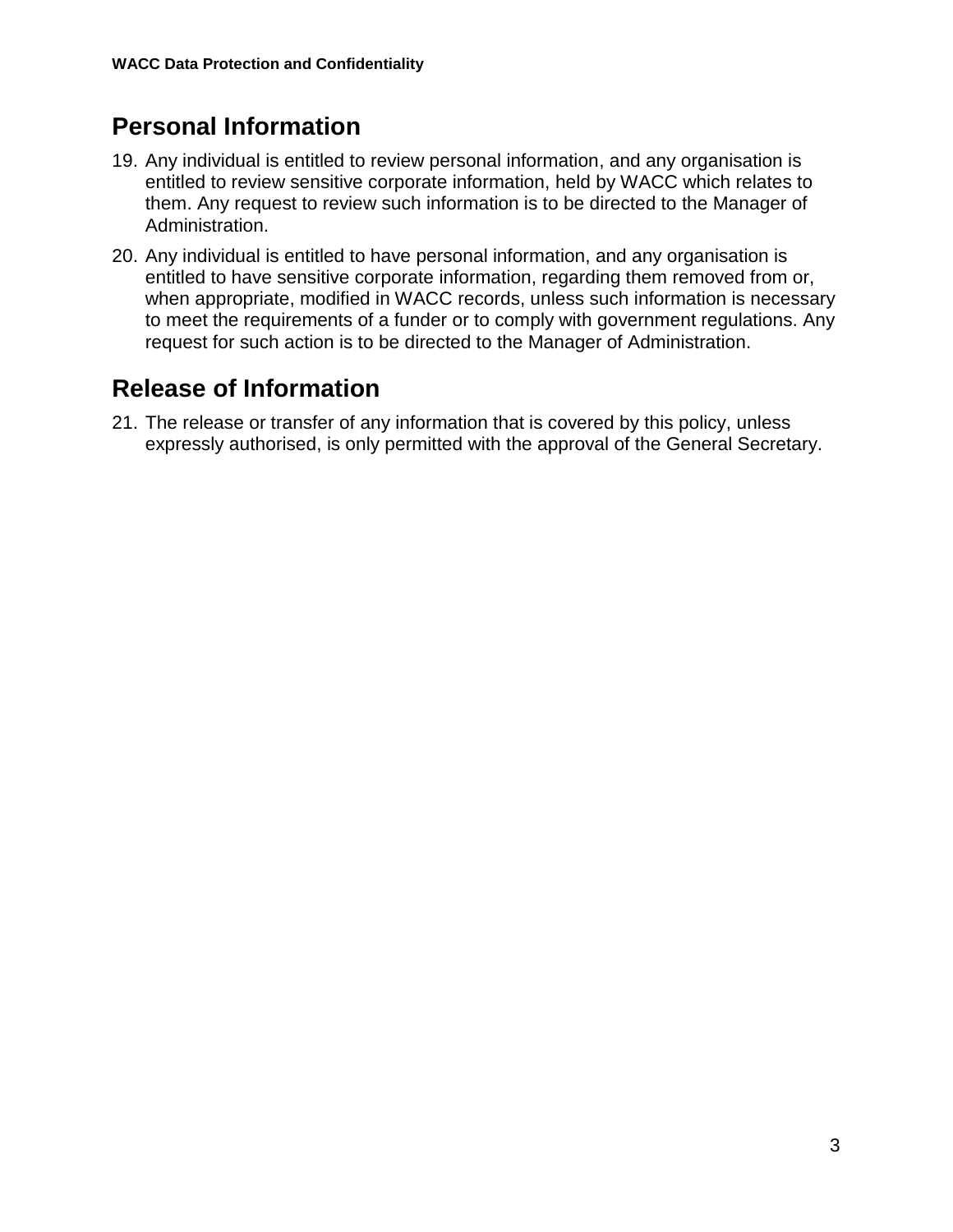## Personal Information

19. Any individual is entitled to review personal information, and any organisation is entitled to review sensitive corporate information, held by WACC which relates to them. Any request to review such information is to be directed to the Manager of Administration.

20. Any individual is entitled to have personal information, and any organisation is entitled to have sensitive corporate information, regarding them removed from or, when appropriate, modified in WACC records, unless such information is necessary to meet the requirements of a funder or to comply with government regulations. Any request for such action is to be directed to the Manager of Administration.

## Release of Information

21. The release or transfer of any information that is covered by this policy, unless expressly authorised, is only permitted with the approval of the General Secretary.